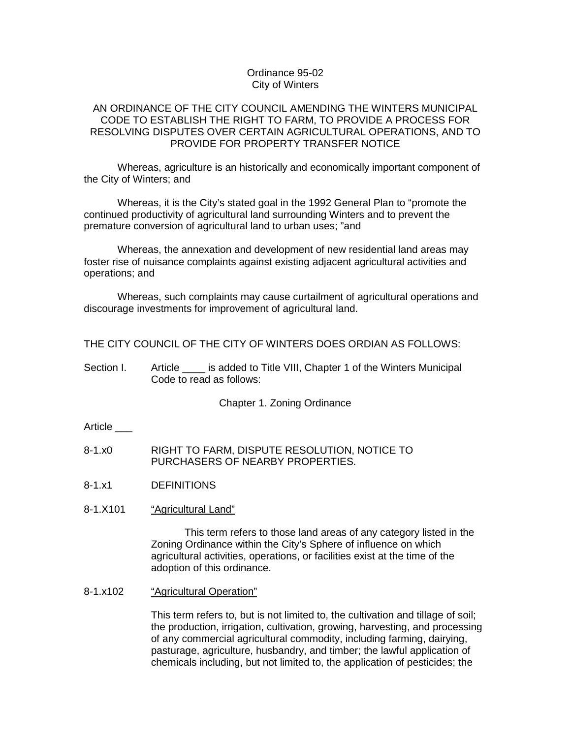Ordinance 95-02
City of Winters

AN ORDINANCE OF THE CITY COUNCIL AMENDING THE WINTERS MUNICIPAL CODE TO ESTABLISH THE RIGHT TO FARM, TO PROVIDE A PROCESS FOR RESOLVING DISPUTES OVER CERTAIN AGRICULTURAL OPERATIONS, AND TO PROVIDE FOR PROPERTY TRANSFER NOTICE

Whereas, agriculture is an historically and economically important component of the City of Winters; and

Whereas, it is the City's stated goal in the 1992 General Plan to "promote the continued productivity of agricultural land surrounding Winters and to prevent the premature conversion of agricultural land to urban uses; "and

Whereas, the annexation and development of new residential land areas may foster rise of nuisance complaints against existing adjacent agricultural activities and operations; and

Whereas, such complaints may cause curtailment of agricultural operations and discourage investments for improvement of agricultural land.

THE CITY COUNCIL OF THE CITY OF WINTERS DOES ORDIAN AS FOLLOWS:

Section I. Article ____ is added to Title VIII, Chapter 1 of the Winters Municipal Code to read as follows:

Chapter 1. Zoning Ordinance

Article ___

8-1.x0 RIGHT TO FARM, DISPUTE RESOLUTION, NOTICE TO PURCHASERS OF NEARBY PROPERTIES.

8-1.x1 DEFINITIONS

8-1.X101 <u>"Agricultural Land"</u>

This term refers to those land areas of any category listed in the Zoning Ordinance within the City's Sphere of influence on which agricultural activities, operations, or facilities exist at the time of the adoption of this ordinance.

8-1.x102 <u>"Agricultural Operation"</u>

This term refers to, but is not limited to, the cultivation and tillage of soil; the production, irrigation, cultivation, growing, harvesting, and processing of any commercial agricultural commodity, including farming, dairying, pasturage, agriculture, husbandry, and timber; the lawful application of chemicals including, but not limited to, the application of pesticides; the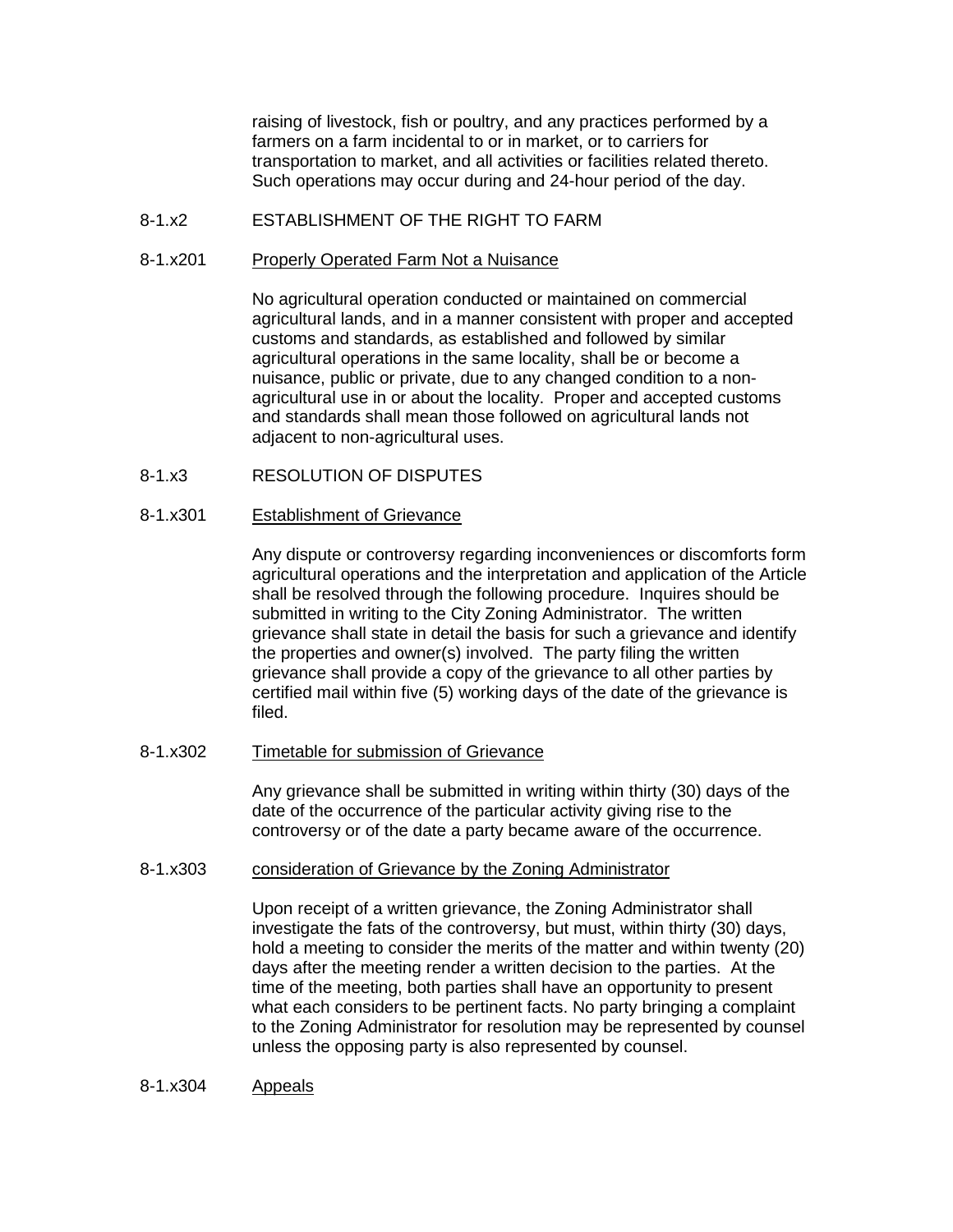raising of livestock, fish or poultry, and any practices performed by a farmers on a farm incidental to or in market, or to carriers for transportation to market, and all activities or facilities related thereto. Such operations may occur during and 24-hour period of the day.

8-1.x2 ESTABLISHMENT OF THE RIGHT TO FARM

8-1.x201 Properly Operated Farm Not a Nuisance

No agricultural operation conducted or maintained on commercial agricultural lands, and in a manner consistent with proper and accepted customs and standards, as established and followed by similar agricultural operations in the same locality, shall be or become a nuisance, public or private, due to any changed condition to a non-agricultural use in or about the locality. Proper and accepted customs and standards shall mean those followed on agricultural lands not adjacent to non-agricultural uses.

8-1.x3 RESOLUTION OF DISPUTES

8-1.x301 Establishment of Grievance

Any dispute or controversy regarding inconveniences or discomforts form agricultural operations and the interpretation and application of the Article shall be resolved through the following procedure. Inquires should be submitted in writing to the City Zoning Administrator. The written grievance shall state in detail the basis for such a grievance and identify the properties and owner(s) involved. The party filing the written grievance shall provide a copy of the grievance to all other parties by certified mail within five (5) working days of the date of the grievance is filed.

8-1.x302 Timetable for submission of Grievance

Any grievance shall be submitted in writing within thirty (30) days of the date of the occurrence of the particular activity giving rise to the controversy or of the date a party became aware of the occurrence.

8-1.x303 consideration of Grievance by the Zoning Administrator

Upon receipt of a written grievance, the Zoning Administrator shall investigate the fats of the controversy, but must, within thirty (30) days, hold a meeting to consider the merits of the matter and within twenty (20) days after the meeting render a written decision to the parties. At the time of the meeting, both parties shall have an opportunity to present what each considers to be pertinent facts. No party bringing a complaint to the Zoning Administrator for resolution may be represented by counsel unless the opposing party is also represented by counsel.

8-1.x304 Appeals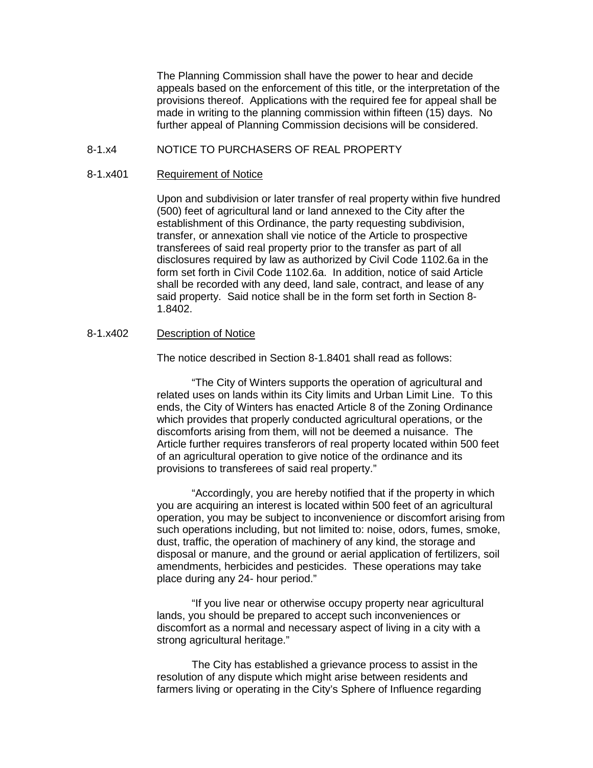The Planning Commission shall have the power to hear and decide appeals based on the enforcement of this title, or the interpretation of the provisions thereof. Applications with the required fee for appeal shall be made in writing to the planning commission within fifteen (15) days. No further appeal of Planning Commission decisions will be considered.

## 8-1.x4 NOTICE TO PURCHASERS OF REAL PROPERTY

### 8-1.x401 Requirement of Notice

Upon and subdivision or later transfer of real property within five hundred (500) feet of agricultural land or land annexed to the City after the establishment of this Ordinance, the party requesting subdivision, transfer, or annexation shall vie notice of the Article to prospective transferees of said real property prior to the transfer as part of all disclosures required by law as authorized by Civil Code 1102.6a in the form set forth in Civil Code 1102.6a. In addition, notice of said Article shall be recorded with any deed, land sale, contract, and lease of any said property. Said notice shall be in the form set forth in Section 8-1.8402.

### 8-1.x402 Description of Notice

The notice described in Section 8-1.8401 shall read as follows:

"The City of Winters supports the operation of agricultural and related uses on lands within its City limits and Urban Limit Line. To this ends, the City of Winters has enacted Article 8 of the Zoning Ordinance which provides that properly conducted agricultural operations, or the discomforts arising from them, will not be deemed a nuisance. The Article further requires transferors of real property located within 500 feet of an agricultural operation to give notice of the ordinance and its provisions to transferees of said real property."

"Accordingly, you are hereby notified that if the property in which you are acquiring an interest is located within 500 feet of an agricultural operation, you may be subject to inconvenience or discomfort arising from such operations including, but not limited to: noise, odors, fumes, smoke, dust, traffic, the operation of machinery of any kind, the storage and disposal or manure, and the ground or aerial application of fertilizers, soil amendments, herbicides and pesticides. These operations may take place during any 24- hour period."

"If you live near or otherwise occupy property near agricultural lands, you should be prepared to accept such inconveniences or discomfort as a normal and necessary aspect of living in a city with a strong agricultural heritage."

The City has established a grievance process to assist in the resolution of any dispute which might arise between residents and farmers living or operating in the City's Sphere of Influence regarding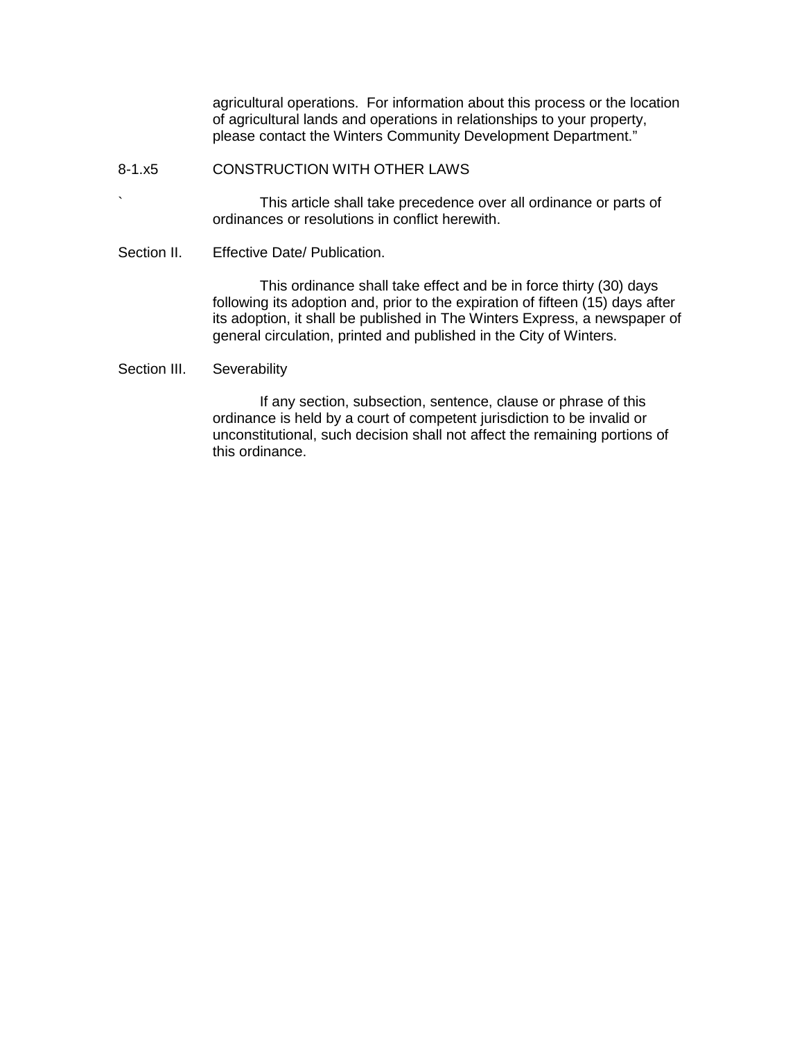agricultural operations. For information about this process or the location of agricultural lands and operations in relationships to your property, please contact the Winters Community Development Department."

8-1.x5 CONSTRUCTION WITH OTHER LAWS

` This article shall take precedence over all ordinance or parts of ordinances or resolutions in conflict herewith.

Section II. Effective Date/ Publication.

This ordinance shall take effect and be in force thirty (30) days following its adoption and, prior to the expiration of fifteen (15) days after its adoption, it shall be published in The Winters Express, a newspaper of general circulation, printed and published in the City of Winters.

Section III. Severability

If any section, subsection, sentence, clause or phrase of this ordinance is held by a court of competent jurisdiction to be invalid or unconstitutional, such decision shall not affect the remaining portions of this ordinance.